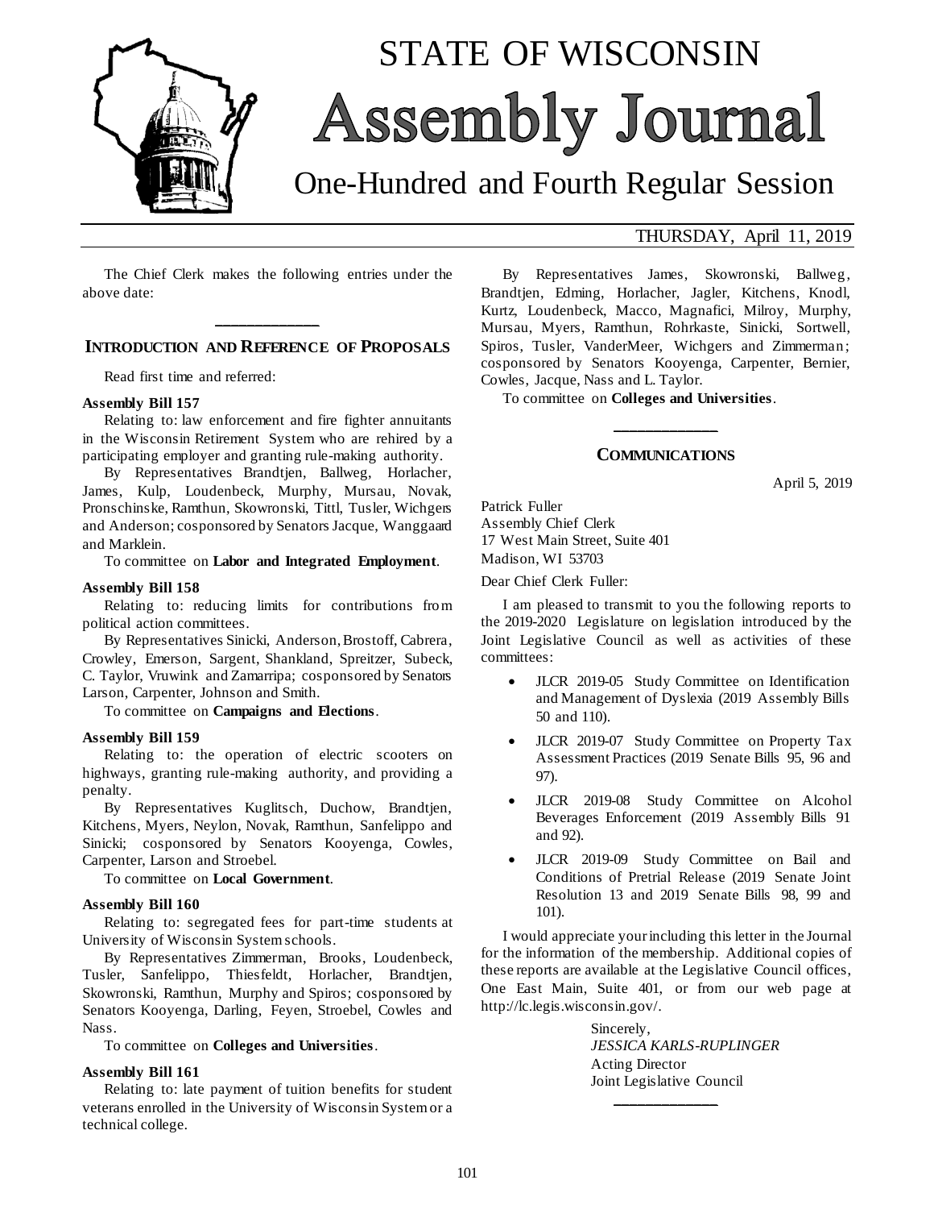# STATE OF WISCONSIN

# Assembly Journal

## One-Hundred and Fourth Regular Session

THURSDAY, April 11, 2019

The Chief Clerk makes the following entries under the above date:

---

## INTRODUCTION AND REFERENCE OF PROPOSALS

Read first time and referred:

**Assembly Bill 157**

Relating to: law enforcement and fire fighter annuitants in the Wisconsin Retirement System who are rehired by a participating employer and granting rule-making authority.

By Representatives Brandtjen, Ballweg, Horlacher, James, Kulp, Loudenbeck, Murphy, Mursau, Novak, Pronschinske, Ramthun, Skowronski, Tittl, Tusler, Wichgers and Anderson; cosponsored by Senators Jacque, Wanggaard and Marklein.

To committee on **Labor and Integrated Employment**.

**Assembly Bill 158**

Relating to: reducing limits for contributions from political action committees.

By Representatives Sinicki, Anderson, Brostoff, Cabrera, Crowley, Emerson, Sargent, Shankland, Spreitzer, Subeck, C. Taylor, Vruwink and Zamarripa; cosponsored by Senators Larson, Carpenter, Johnson and Smith.

To committee on **Campaigns and Elections**.

**Assembly Bill 159**

Relating to: the operation of electric scooters on highways, granting rule-making authority, and providing a penalty.

By Representatives Kuglitsch, Duchow, Brandtjen, Kitchens, Myers, Neylon, Novak, Ramthun, Sanfelippo and Sinicki; cosponsored by Senators Kooyenga, Cowles, Carpenter, Larson and Stroebel.

To committee on **Local Government**.

**Assembly Bill 160**

Relating to: segregated fees for part-time students at University of Wisconsin System schools.

By Representatives Zimmerman, Brooks, Loudenbeck, Tusler, Sanfelippo, Thiesfeldt, Horlacher, Brandtjen, Skowronski, Ramthun, Murphy and Spiros; cosponsored by Senators Kooyenga, Darling, Feyen, Stroebel, Cowles and Nass.

To committee on **Colleges and Universities**.

**Assembly Bill 161**

Relating to: late payment of tuition benefits for student veterans enrolled in the University of Wisconsin System or a technical college.

By Representatives James, Skowronski, Ballweg, Brandtjen, Edming, Horlacher, Jagler, Kitchens, Knodl, Kurtz, Loudenbeck, Macco, Magnafici, Milroy, Murphy, Mursau, Myers, Ramthun, Rohrkaste, Sinicki, Sortwell, Spiros, Tusler, VanderMeer, Wichgers and Zimmerman; cosponsored by Senators Kooyenga, Carpenter, Bernier, Cowles, Jacque, Nass and L. Taylor.

To committee on **Colleges and Universities**.

---

## COMMUNICATIONS

April 5, 2019

Patrick Fuller
Assembly Chief Clerk
17 West Main Street, Suite 401
Madison, WI 53703

Dear Chief Clerk Fuller:

I am pleased to transmit to you the following reports to the 2019-2020 Legislature on legislation introduced by the Joint Legislative Council as well as activities of these committees:

- JLCR 2019-05 Study Committee on Identification and Management of Dyslexia (2019 Assembly Bills 50 and 110).
- JLCR 2019-07 Study Committee on Property Tax Assessment Practices (2019 Senate Bills 95, 96 and 97).
- JLCR 2019-08 Study Committee on Alcohol Beverages Enforcement (2019 Assembly Bills 91 and 92).
- JLCR 2019-09 Study Committee on Bail and Conditions of Pretrial Release (2019 Senate Joint Resolution 13 and 2019 Senate Bills 98, 99 and 101).

I would appreciate your including this letter in the Journal for the information of the membership. Additional copies of these reports are available at the Legislative Council offices, One East Main, Suite 401, or from our web page at http://lc.legis.wisconsin.gov/.

Sincerely,
*JESSICA KARLS-RUPLINGER*
Acting Director
Joint Legislative Council

---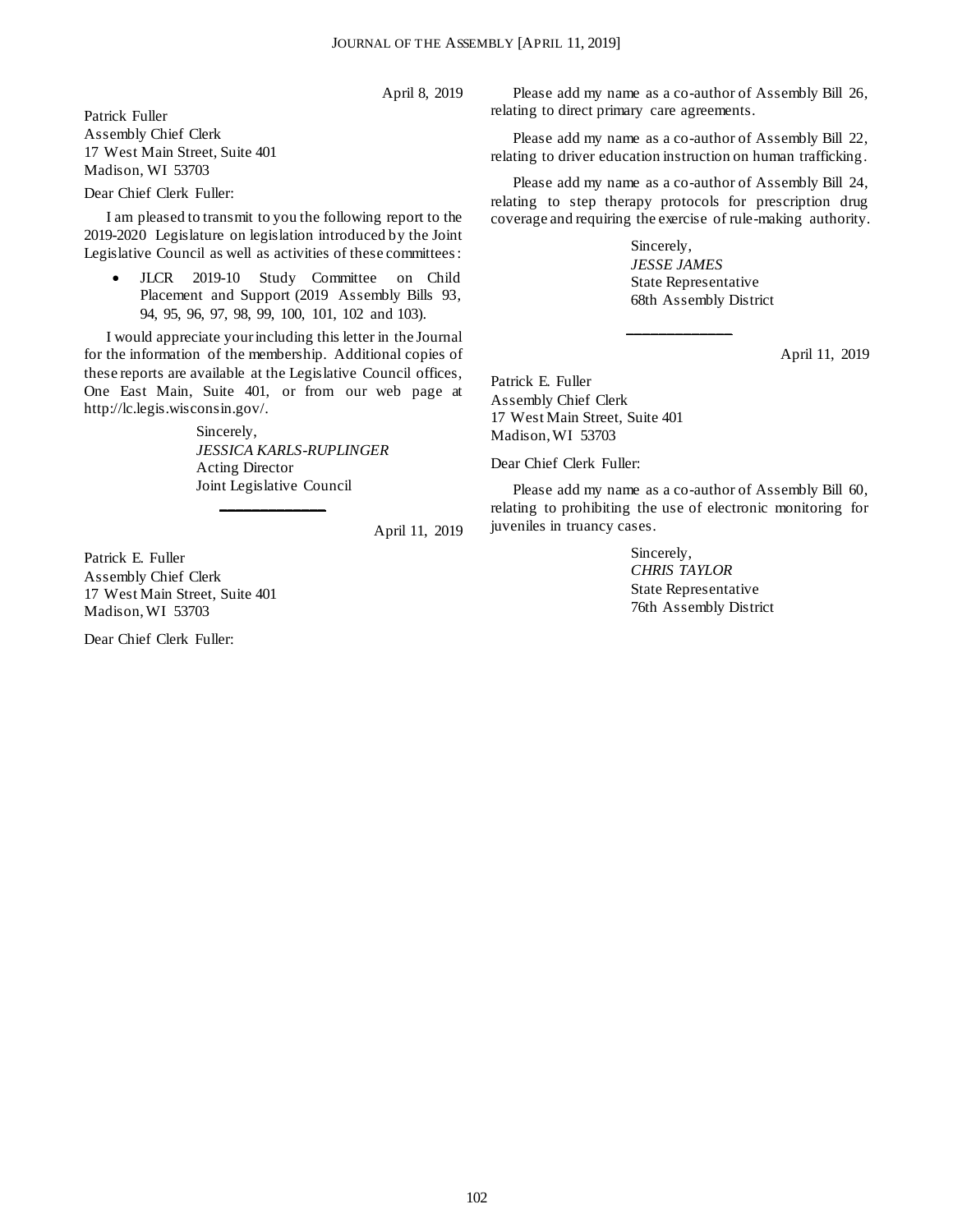April 8, 2019

Patrick Fuller
Assembly Chief Clerk
17 West Main Street, Suite 401
Madison, WI 53703

Dear Chief Clerk Fuller:

I am pleased to transmit to you the following report to the 2019-2020 Legislature on legislation introduced by the Joint Legislative Council as well as activities of these committees:

- JLCR 2019-10 Study Committee on Child Placement and Support (2019 Assembly Bills 93, 94, 95, 96, 97, 98, 99, 100, 101, 102 and 103).

I would appreciate your including this letter in the Journal for the information of the membership. Additional copies of these reports are available at the Legislative Council offices, One East Main, Suite 401, or from our web page at http://lc.legis.wisconsin.gov/.

Sincerely,
*JESSICA KARLS-RUPLINGER*
Acting Director
Joint Legislative Council

---

April 11, 2019

Patrick E. Fuller
Assembly Chief Clerk
17 West Main Street, Suite 401
Madison, WI 53703

Dear Chief Clerk Fuller:

Please add my name as a co-author of Assembly Bill 26, relating to direct primary care agreements.

Please add my name as a co-author of Assembly Bill 22, relating to driver education instruction on human trafficking.

Please add my name as a co-author of Assembly Bill 24, relating to step therapy protocols for prescription drug coverage and requiring the exercise of rule-making authority.

Sincerely,
*JESSE JAMES*
State Representative
68th Assembly District

---

April 11, 2019

Patrick E. Fuller
Assembly Chief Clerk
17 West Main Street, Suite 401
Madison, WI 53703

Dear Chief Clerk Fuller:

Please add my name as a co-author of Assembly Bill 60, relating to prohibiting the use of electronic monitoring for juveniles in truancy cases.

Sincerely,
*CHRIS TAYLOR*
State Representative
76th Assembly District